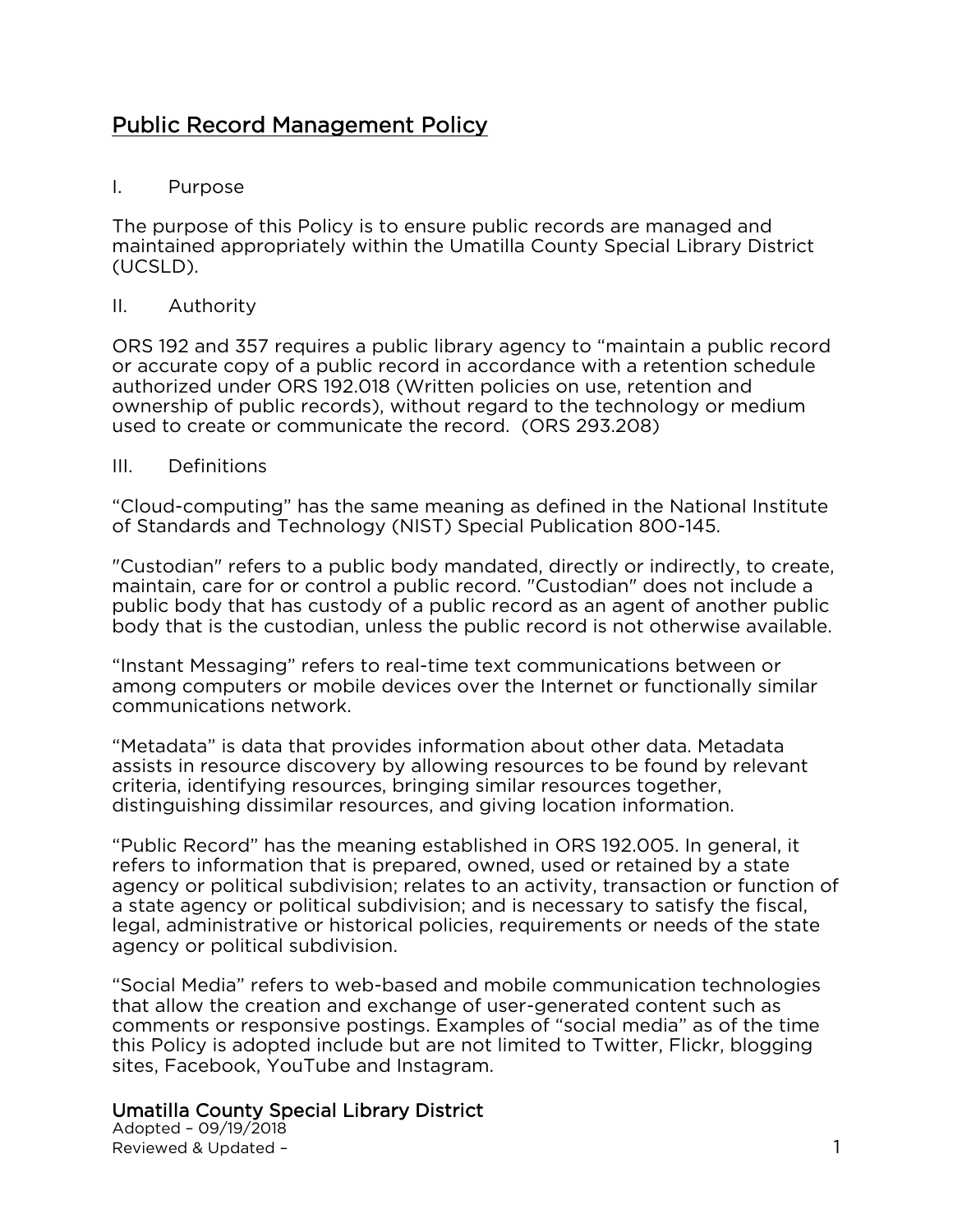# Public Record Management Policy

## I. Purpose

The purpose of this Policy is to ensure public records are managed and maintained appropriately within the Umatilla County Special Library District (UCSLD).

## II. Authority

ORS 192 and 357 requires a public library agency to "maintain a public record or accurate copy of a public record in accordance with a retention schedule authorized under ORS 192.018 (Written policies on use, retention and ownership of public records), without regard to the technology or medium used to create or communicate the record. (ORS 293.208)

## III. Definitions

"Cloud-computing" has the same meaning as defined in the National Institute of Standards and Technology (NIST) Special Publication 800-145.

"Custodian" refers to a public body mandated, directly or indirectly, to create, maintain, care for or control a public record. "Custodian" does not include a public body that has custody of a public record as an agent of another public body that is the custodian, unless the public record is not otherwise available.

"Instant Messaging" refers to real-time text communications between or among computers or mobile devices over the Internet or functionally similar communications network.

"Metadata" is data that provides information about other data. Metadata assists in resource discovery by allowing resources to be found by relevant criteria, identifying resources, bringing similar resources together, distinguishing dissimilar resources, and giving location information.

"Public Record" has the meaning established in ORS 192.005. In general, it refers to information that is prepared, owned, used or retained by a state agency or political subdivision; relates to an activity, transaction or function of a state agency or political subdivision; and is necessary to satisfy the fiscal, legal, administrative or historical policies, requirements or needs of the state agency or political subdivision.

"Social Media" refers to web-based and mobile communication technologies that allow the creation and exchange of user-generated content such as comments or responsive postings. Examples of "social media" as of the time this Policy is adopted include but are not limited to Twitter, Flickr, blogging sites, Facebook, YouTube and Instagram.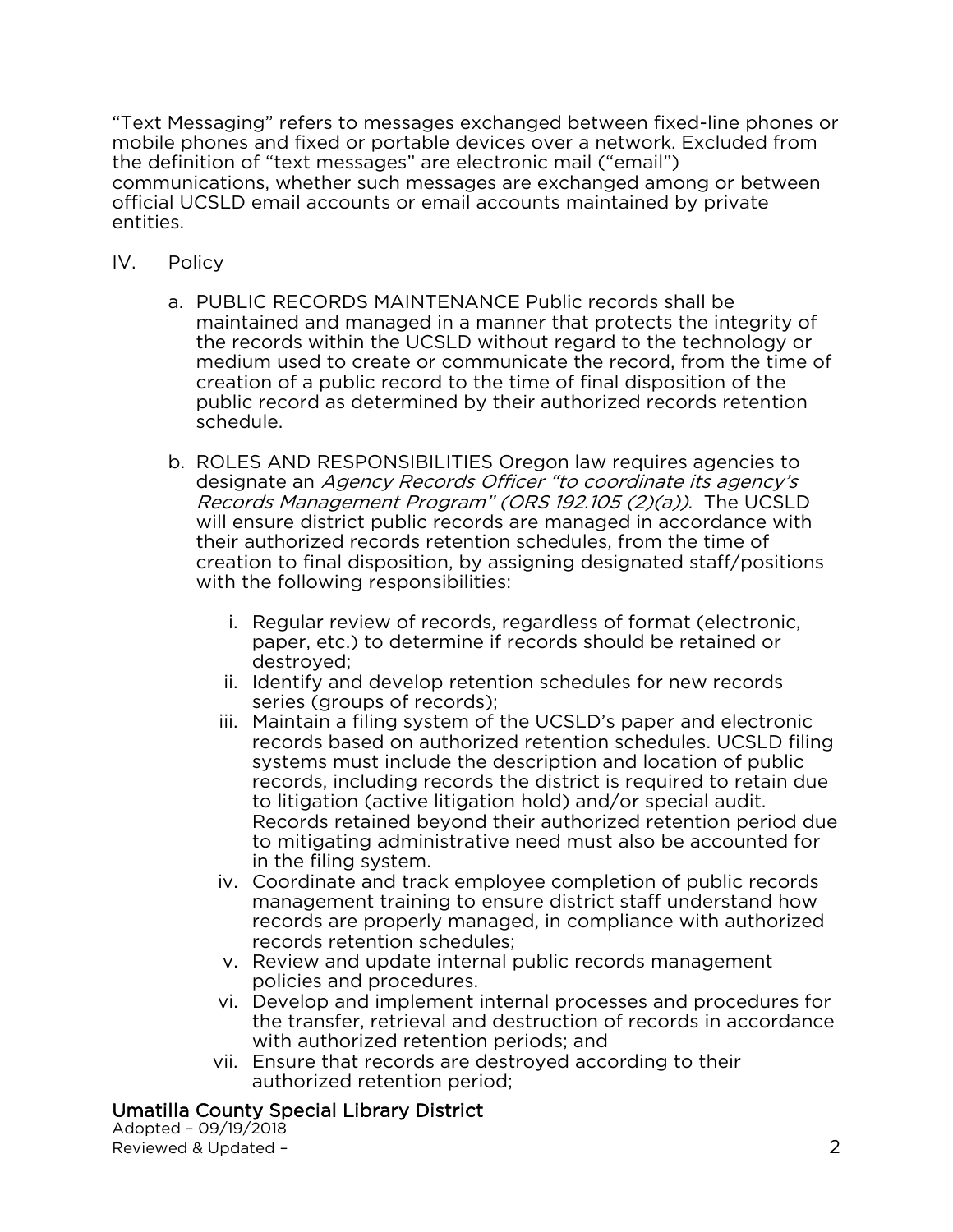"Text Messaging" refers to messages exchanged between fixed-line phones or mobile phones and fixed or portable devices over a network. Excluded from the definition of "text messages" are electronic mail ("email") communications, whether such messages are exchanged among or between official UCSLD email accounts or email accounts maintained by private entities.

IV. Policy

a. PUBLIC RECORDS MAINTENANCE Public records shall be maintained and managed in a manner that protects the integrity of the records within the UCSLD without regard to the technology or medium used to create or communicate the record, from the time of creation of a public record to the time of final disposition of the public record as determined by their authorized records retention schedule.

b. ROLES AND RESPONSIBILITIES Oregon law requires agencies to designate an *Agency Records Officer "to coordinate its agency's Records Management Program" (ORS 192.105 (2)(a)).* The UCSLD will ensure district public records are managed in accordance with their authorized records retention schedules, from the time of creation to final disposition, by assigning designated staff/positions with the following responsibilities:

   i. Regular review of records, regardless of format (electronic, paper, etc.) to determine if records should be retained or destroyed;
   ii. Identify and develop retention schedules for new records series (groups of records);
   iii. Maintain a filing system of the UCSLD's paper and electronic records based on authorized retention schedules. UCSLD filing systems must include the description and location of public records, including records the district is required to retain due to litigation (active litigation hold) and/or special audit. Records retained beyond their authorized retention period due to mitigating administrative need must also be accounted for in the filing system.
   iv. Coordinate and track employee completion of public records management training to ensure district staff understand how records are properly managed, in compliance with authorized records retention schedules;
   v. Review and update internal public records management policies and procedures.
   vi. Develop and implement internal processes and procedures for the transfer, retrieval and destruction of records in accordance with authorized retention periods; and
   vii. Ensure that records are destroyed according to their authorized retention period;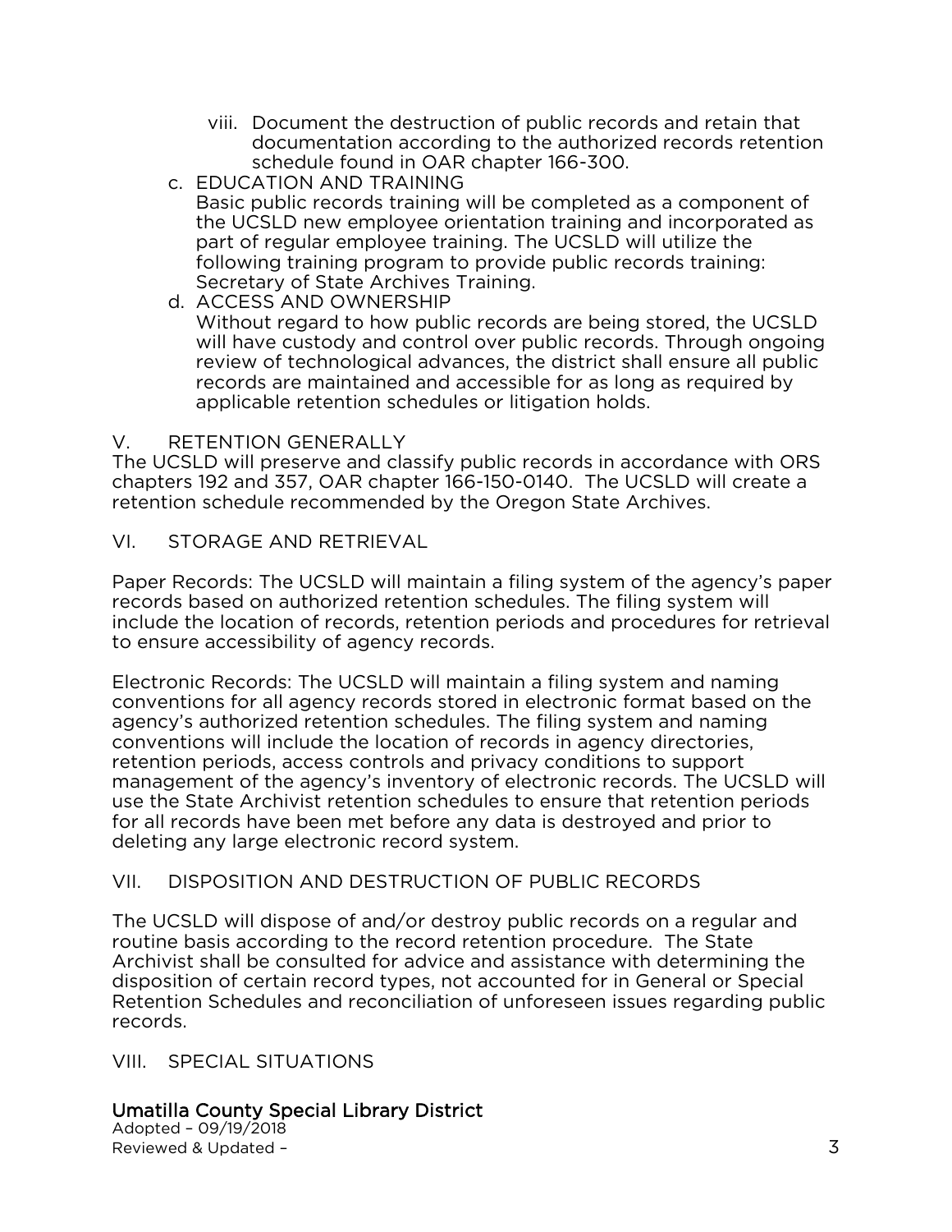viii. Document the destruction of public records and retain that documentation according to the authorized records retention schedule found in OAR chapter 166-300.

c. EDUCATION AND TRAINING
Basic public records training will be completed as a component of the UCSLD new employee orientation training and incorporated as part of regular employee training. The UCSLD will utilize the following training program to provide public records training: Secretary of State Archives Training.

d. ACCESS AND OWNERSHIP
Without regard to how public records are being stored, the UCSLD will have custody and control over public records. Through ongoing review of technological advances, the district shall ensure all public records are maintained and accessible for as long as required by applicable retention schedules or litigation holds.

## V. RETENTION GENERALLY

The UCSLD will preserve and classify public records in accordance with ORS chapters 192 and 357, OAR chapter 166-150-0140. The UCSLD will create a retention schedule recommended by the Oregon State Archives.

## VI. STORAGE AND RETRIEVAL

Paper Records: The UCSLD will maintain a filing system of the agency's paper records based on authorized retention schedules. The filing system will include the location of records, retention periods and procedures for retrieval to ensure accessibility of agency records.

Electronic Records: The UCSLD will maintain a filing system and naming conventions for all agency records stored in electronic format based on the agency's authorized retention schedules. The filing system and naming conventions will include the location of records in agency directories, retention periods, access controls and privacy conditions to support management of the agency's inventory of electronic records. The UCSLD will use the State Archivist retention schedules to ensure that retention periods for all records have been met before any data is destroyed and prior to deleting any large electronic record system.

## VII. DISPOSITION AND DESTRUCTION OF PUBLIC RECORDS

The UCSLD will dispose of and/or destroy public records on a regular and routine basis according to the record retention procedure. The State Archivist shall be consulted for advice and assistance with determining the disposition of certain record types, not accounted for in General or Special Retention Schedules and reconciliation of unforeseen issues regarding public records.

## VIII. SPECIAL SITUATIONS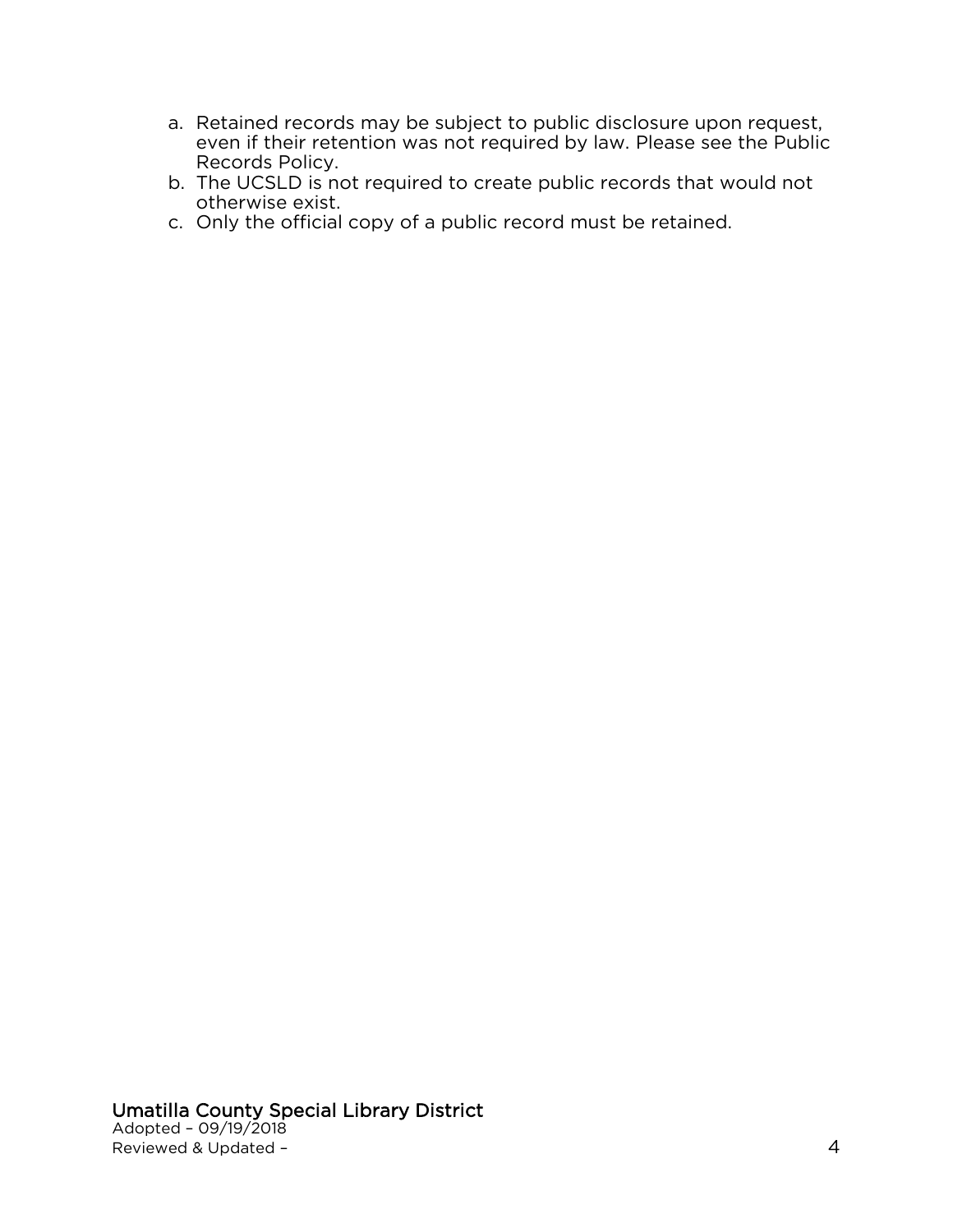a. Retained records may be subject to public disclosure upon request, even if their retention was not required by law. Please see the Public Records Policy.
b. The UCSLD is not required to create public records that would not otherwise exist.
c. Only the official copy of a public record must be retained.